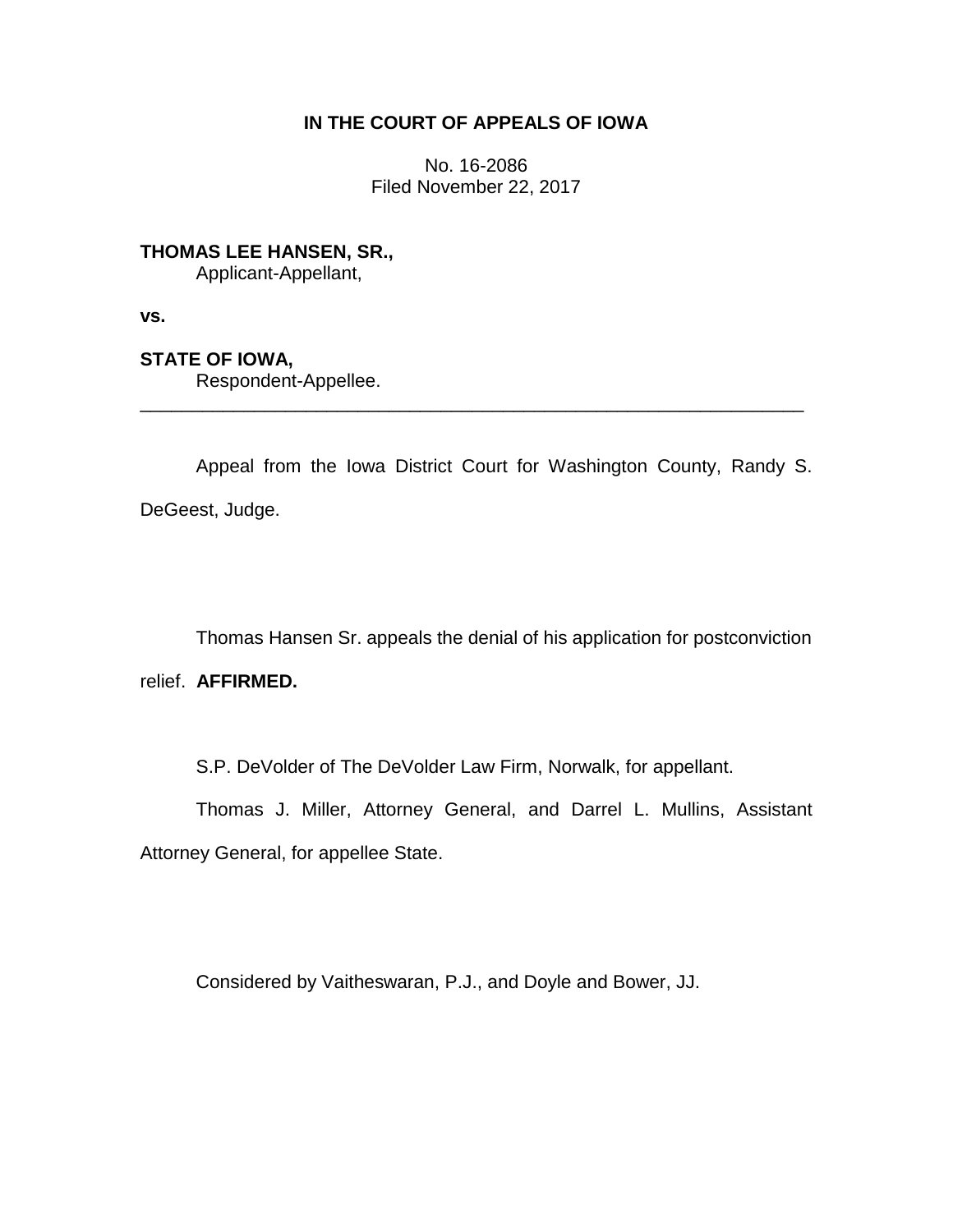**IN THE COURT OF APPEALS OF IOWA**

No. 16-2086
Filed November 22, 2017

**THOMAS LEE HANSEN, SR.,**
Applicant-Appellant,

**vs.**

**STATE OF IOWA,**
Respondent-Appellee.

---

Appeal from the Iowa District Court for Washington County, Randy S. DeGeest, Judge.

Thomas Hansen Sr. appeals the denial of his application for postconviction relief. **AFFIRMED.**

S.P. DeVolder of The DeVolder Law Firm, Norwalk, for appellant.

Thomas J. Miller, Attorney General, and Darrel L. Mullins, Assistant Attorney General, for appellee State.

Considered by Vaitheswaran, P.J., and Doyle and Bower, JJ.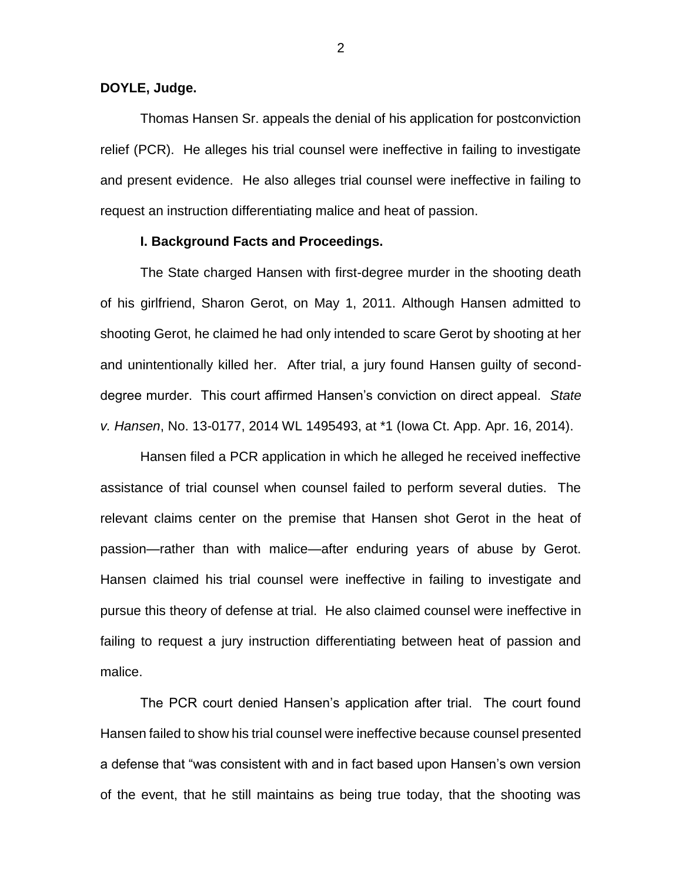**DOYLE, Judge.**

Thomas Hansen Sr. appeals the denial of his application for postconviction relief (PCR). He alleges his trial counsel were ineffective in failing to investigate and present evidence. He also alleges trial counsel were ineffective in failing to request an instruction differentiating malice and heat of passion.

**I. Background Facts and Proceedings.**

The State charged Hansen with first-degree murder in the shooting death of his girlfriend, Sharon Gerot, on May 1, 2011. Although Hansen admitted to shooting Gerot, he claimed he had only intended to scare Gerot by shooting at her and unintentionally killed her. After trial, a jury found Hansen guilty of second-degree murder. This court affirmed Hansen's conviction on direct appeal. *State v. Hansen*, No. 13-0177, 2014 WL 1495493, at *1 (Iowa Ct. App. Apr. 16, 2014).

Hansen filed a PCR application in which he alleged he received ineffective assistance of trial counsel when counsel failed to perform several duties. The relevant claims center on the premise that Hansen shot Gerot in the heat of passion—rather than with malice—after enduring years of abuse by Gerot. Hansen claimed his trial counsel were ineffective in failing to investigate and pursue this theory of defense at trial. He also claimed counsel were ineffective in failing to request a jury instruction differentiating between heat of passion and malice.

The PCR court denied Hansen's application after trial. The court found Hansen failed to show his trial counsel were ineffective because counsel presented a defense that "was consistent with and in fact based upon Hansen's own version of the event, that he still maintains as being true today, that the shooting was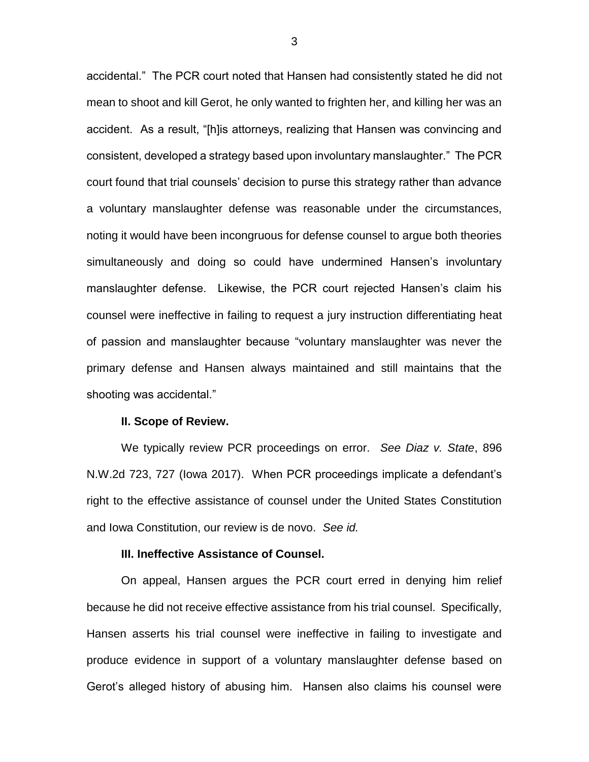accidental." The PCR court noted that Hansen had consistently stated he did not mean to shoot and kill Gerot, he only wanted to frighten her, and killing her was an accident. As a result, "[h]is attorneys, realizing that Hansen was convincing and consistent, developed a strategy based upon involuntary manslaughter." The PCR court found that trial counsels' decision to purse this strategy rather than advance a voluntary manslaughter defense was reasonable under the circumstances, noting it would have been incongruous for defense counsel to argue both theories simultaneously and doing so could have undermined Hansen's involuntary manslaughter defense. Likewise, the PCR court rejected Hansen's claim his counsel were ineffective in failing to request a jury instruction differentiating heat of passion and manslaughter because "voluntary manslaughter was never the primary defense and Hansen always maintained and still maintains that the shooting was accidental."

**II. Scope of Review.**

We typically review PCR proceedings on error. *See Diaz v. State*, 896 N.W.2d 723, 727 (Iowa 2017). When PCR proceedings implicate a defendant's right to the effective assistance of counsel under the United States Constitution and Iowa Constitution, our review is de novo. *See id.*

**III. Ineffective Assistance of Counsel.**

On appeal, Hansen argues the PCR court erred in denying him relief because he did not receive effective assistance from his trial counsel. Specifically, Hansen asserts his trial counsel were ineffective in failing to investigate and produce evidence in support of a voluntary manslaughter defense based on Gerot's alleged history of abusing him. Hansen also claims his counsel were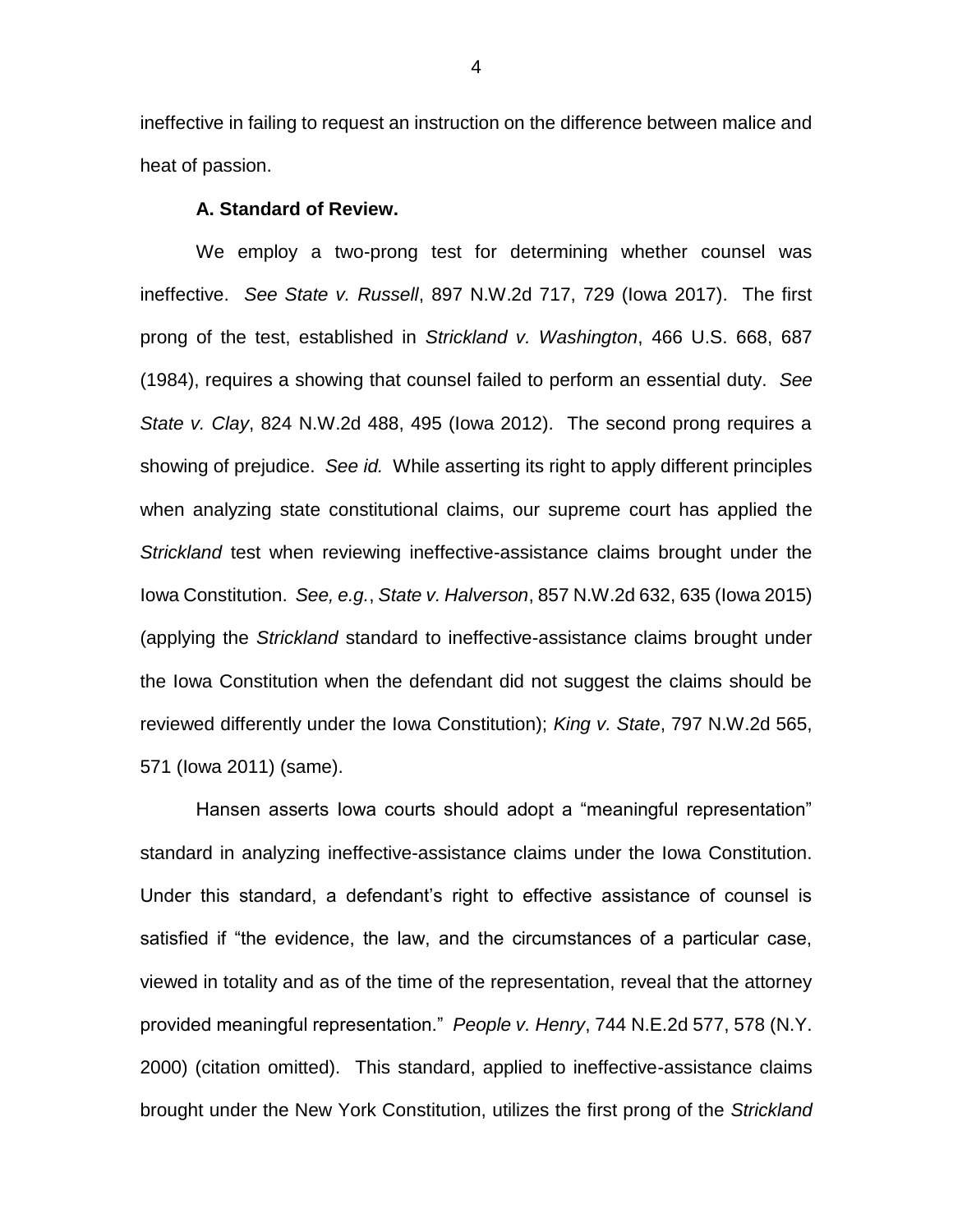ineffective in failing to request an instruction on the difference between malice and heat of passion.

**A. Standard of Review.**

We employ a two-prong test for determining whether counsel was ineffective. *See State v. Russell*, 897 N.W.2d 717, 729 (Iowa 2017). The first prong of the test, established in *Strickland v. Washington*, 466 U.S. 668, 687 (1984), requires a showing that counsel failed to perform an essential duty. *See State v. Clay*, 824 N.W.2d 488, 495 (Iowa 2012). The second prong requires a showing of prejudice. *See id.* While asserting its right to apply different principles when analyzing state constitutional claims, our supreme court has applied the *Strickland* test when reviewing ineffective-assistance claims brought under the Iowa Constitution. *See, e.g.*, *State v. Halverson*, 857 N.W.2d 632, 635 (Iowa 2015) (applying the *Strickland* standard to ineffective-assistance claims brought under the Iowa Constitution when the defendant did not suggest the claims should be reviewed differently under the Iowa Constitution); *King v. State*, 797 N.W.2d 565, 571 (Iowa 2011) (same).

Hansen asserts Iowa courts should adopt a "meaningful representation" standard in analyzing ineffective-assistance claims under the Iowa Constitution. Under this standard, a defendant's right to effective assistance of counsel is satisfied if "the evidence, the law, and the circumstances of a particular case, viewed in totality and as of the time of the representation, reveal that the attorney provided meaningful representation." *People v. Henry*, 744 N.E.2d 577, 578 (N.Y. 2000) (citation omitted). This standard, applied to ineffective-assistance claims brought under the New York Constitution, utilizes the first prong of the *Strickland*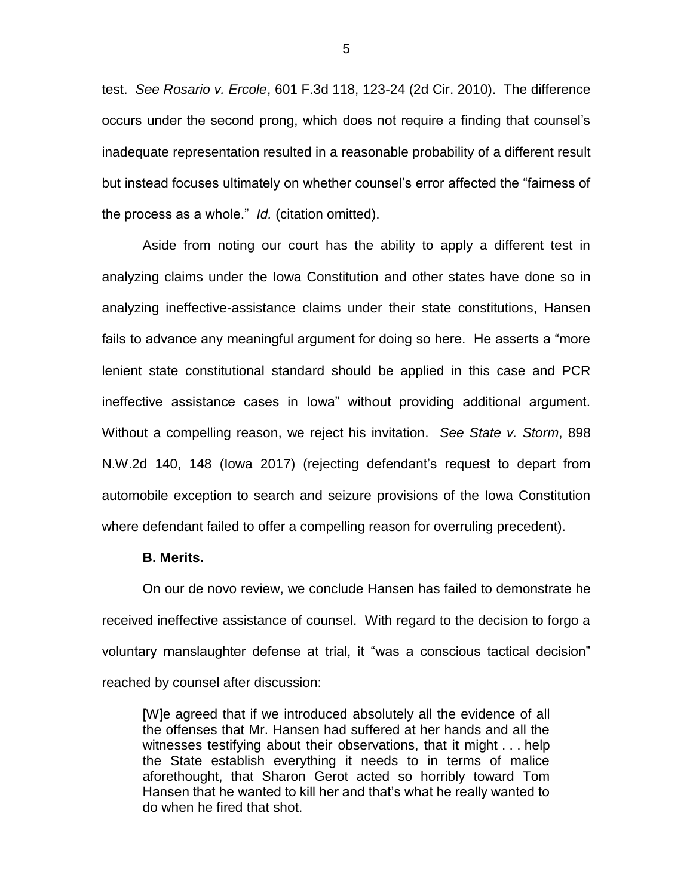test. *See Rosario v. Ercole*, 601 F.3d 118, 123-24 (2d Cir. 2010). The difference occurs under the second prong, which does not require a finding that counsel's inadequate representation resulted in a reasonable probability of a different result but instead focuses ultimately on whether counsel's error affected the "fairness of the process as a whole." *Id.* (citation omitted).

Aside from noting our court has the ability to apply a different test in analyzing claims under the Iowa Constitution and other states have done so in analyzing ineffective-assistance claims under their state constitutions, Hansen fails to advance any meaningful argument for doing so here. He asserts a "more lenient state constitutional standard should be applied in this case and PCR ineffective assistance cases in Iowa" without providing additional argument. Without a compelling reason, we reject his invitation. *See State v. Storm*, 898 N.W.2d 140, 148 (Iowa 2017) (rejecting defendant's request to depart from automobile exception to search and seizure provisions of the Iowa Constitution where defendant failed to offer a compelling reason for overruling precedent).

**B. Merits.**

On our de novo review, we conclude Hansen has failed to demonstrate he received ineffective assistance of counsel. With regard to the decision to forgo a voluntary manslaughter defense at trial, it "was a conscious tactical decision" reached by counsel after discussion:

> [W]e agreed that if we introduced absolutely all the evidence of all the offenses that Mr. Hansen had suffered at her hands and all the witnesses testifying about their observations, that it might . . . help the State establish everything it needs to in terms of malice aforethought, that Sharon Gerot acted so horribly toward Tom Hansen that he wanted to kill her and that's what he really wanted to do when he fired that shot.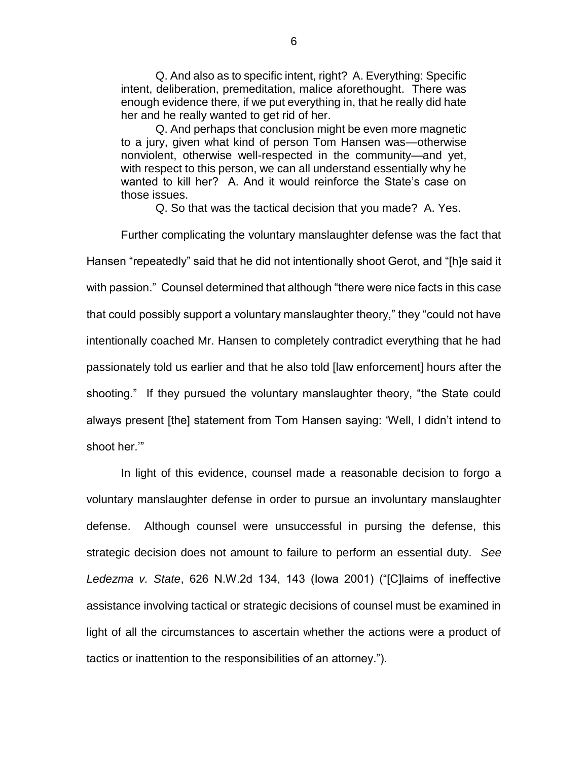> Q. And also as to specific intent, right? A. Everything: Specific intent, deliberation, premeditation, malice aforethought. There was enough evidence there, if we put everything in, that he really did hate her and he really wanted to get rid of her.
>
> Q. And perhaps that conclusion might be even more magnetic to a jury, given what kind of person Tom Hansen was—otherwise nonviolent, otherwise well-respected in the community—and yet, with respect to this person, we can all understand essentially why he wanted to kill her? A. And it would reinforce the State's case on those issues.
>
> Q. So that was the tactical decision that you made? A. Yes.

Further complicating the voluntary manslaughter defense was the fact that Hansen "repeatedly" said that he did not intentionally shoot Gerot, and "[h]e said it with passion." Counsel determined that although "there were nice facts in this case that could possibly support a voluntary manslaughter theory," they "could not have intentionally coached Mr. Hansen to completely contradict everything that he had passionately told us earlier and that he also told [law enforcement] hours after the shooting." If they pursued the voluntary manslaughter theory, "the State could always present [the] statement from Tom Hansen saying: 'Well, I didn't intend to shoot her.'"

In light of this evidence, counsel made a reasonable decision to forgo a voluntary manslaughter defense in order to pursue an involuntary manslaughter defense. Although counsel were unsuccessful in pursing the defense, this strategic decision does not amount to failure to perform an essential duty. *See Ledezma v. State*, 626 N.W.2d 134, 143 (Iowa 2001) ("[C]laims of ineffective assistance involving tactical or strategic decisions of counsel must be examined in light of all the circumstances to ascertain whether the actions were a product of tactics or inattention to the responsibilities of an attorney.").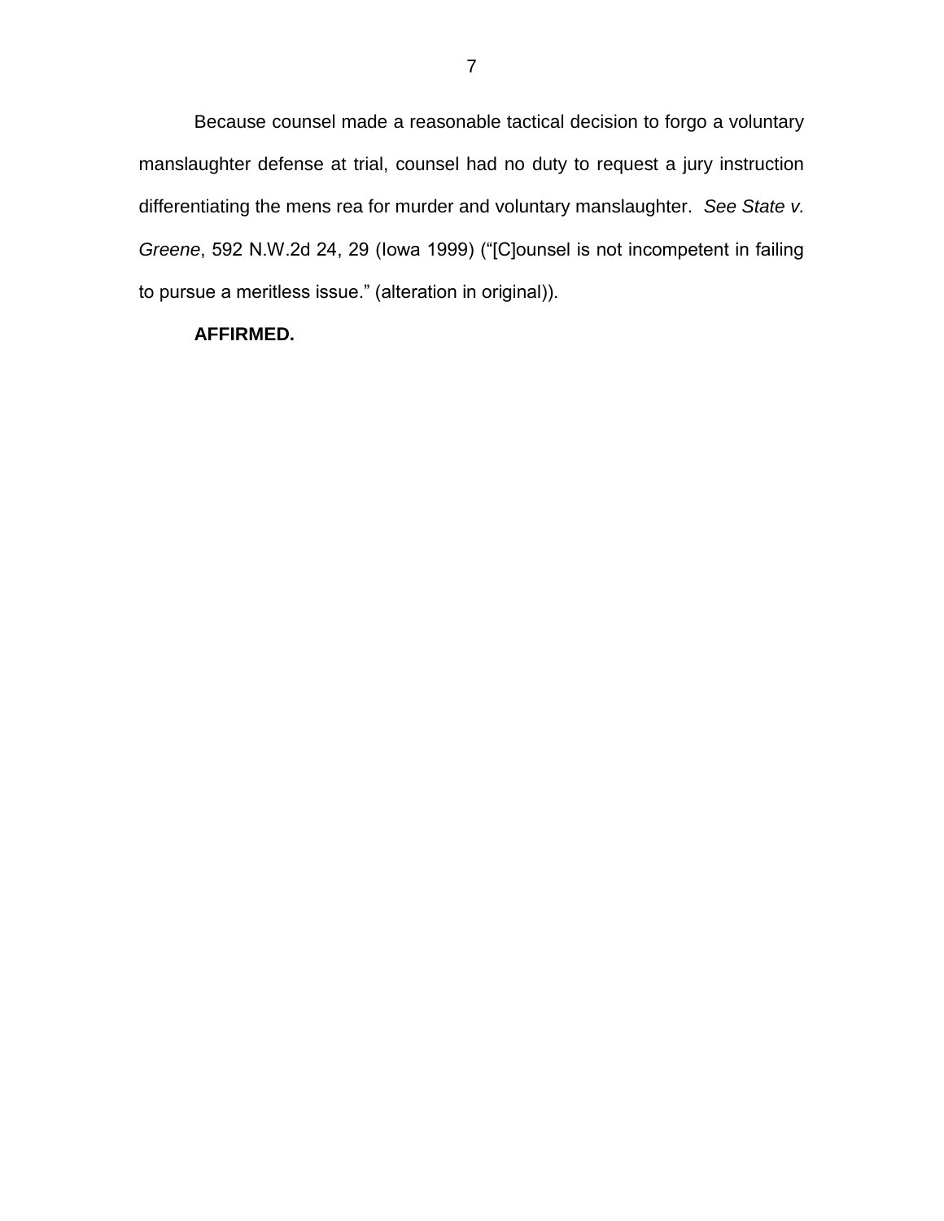Because counsel made a reasonable tactical decision to forgo a voluntary manslaughter defense at trial, counsel had no duty to request a jury instruction differentiating the mens rea for murder and voluntary manslaughter. *See State v. Greene*, 592 N.W.2d 24, 29 (Iowa 1999) ("[C]ounsel is not incompetent in failing to pursue a meritless issue." (alteration in original)).

**AFFIRMED.**